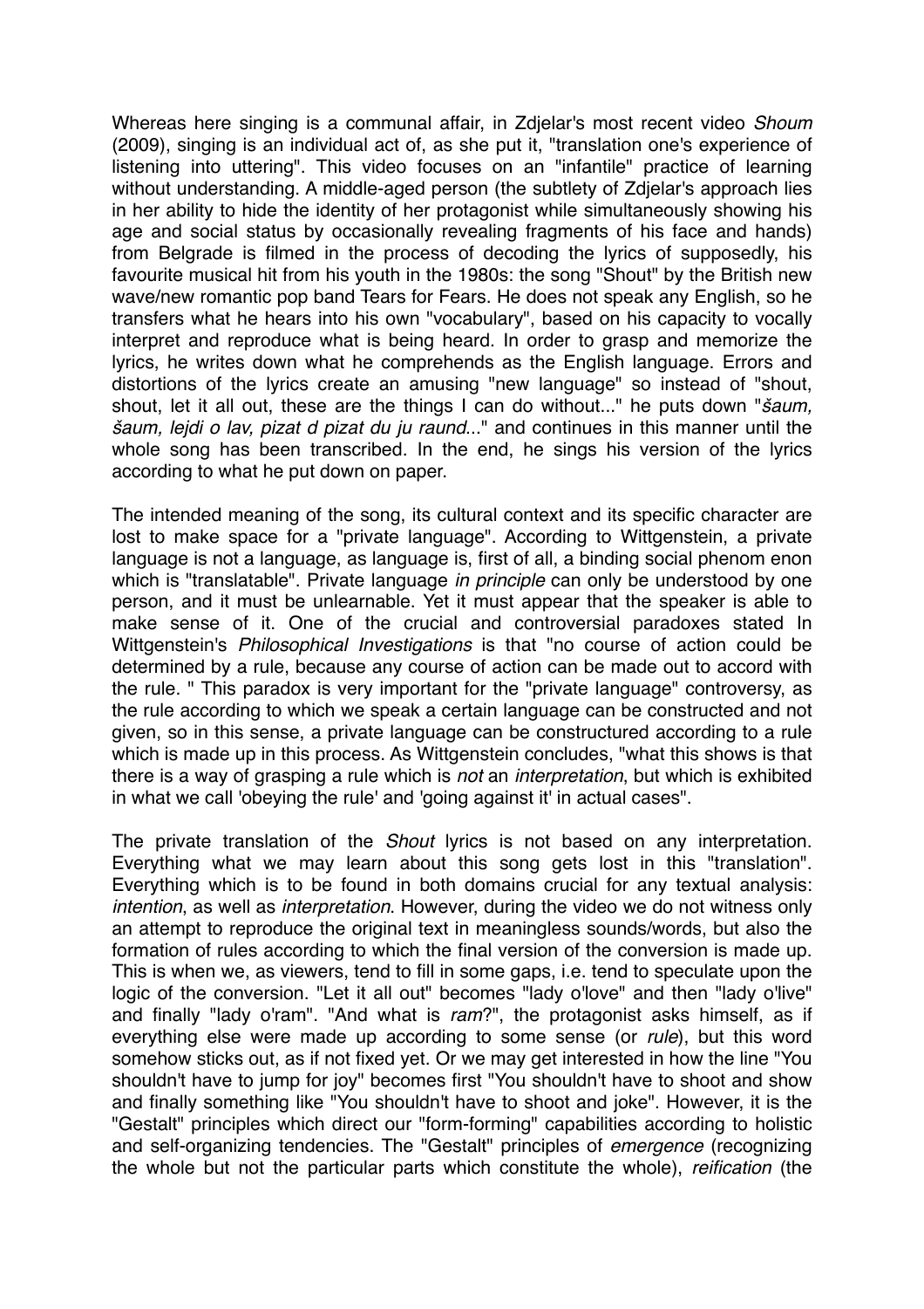Whereas here singing is a communal affair, in Zdjelar's most recent video *Shoum* (2009), singing is an individual act of, as she put it, "translation one's experience of listening into uttering". This video focuses on an "infantile" practice of learning without understanding. A middle-aged person (the subtlety of Zdjelar's approach lies in her ability to hide the identity of her protagonist while simultaneously showing his age and social status by occasionally revealing fragments of his face and hands) from Belgrade is filmed in the process of decoding the lyrics of supposedly, his favourite musical hit from his youth in the 1980s: the song "Shout" by the British new wave/new romantic pop band Tears for Fears. He does not speak any English, so he transfers what he hears into his own "vocabulary", based on his capacity to vocally interpret and reproduce what is being heard. In order to grasp and memorize the lyrics, he writes down what he comprehends as the English language. Errors and distortions of the lyrics create an amusing "new language" so instead of "shout, shout, let it all out, these are the things I can do without..." he puts down "*šaum, šaum, lejdi o lav, pizat d pizat du ju raund...*" and continues in this manner until the whole song has been transcribed. In the end, he sings his version of the lyrics according to what he put down on paper.

The intended meaning of the song, its cultural context and its specific character are lost to make space for a "private language". According to Wittgenstein, a private language is not a language, as language is, first of all, a binding social phenom enon which is "translatable". Private language *in principle* can only be understood by one person, and it must be unlearnable. Yet it must appear that the speaker is able to make sense of it. One of the crucial and controversial paradoxes stated In Wittgenstein's *Philosophical Investigations* is that "no course of action could be determined by a rule, because any course of action can be made out to accord with the rule. " This paradox is very important for the "private language" controversy, as the rule according to which we speak a certain language can be constructed and not given, so in this sense, a private language can be constructured according to a rule which is made up in this process. As Wittgenstein concludes, "what this shows is that there is a way of grasping a rule which is *not* an *interpretation*, but which is exhibited in what we call 'obeying the rule' and 'going against it' in actual cases".

The private translation of the *Shout* lyrics is not based on any interpretation. Everything what we may learn about this song gets lost in this "translation". Everything which is to be found in both domains crucial for any textual analysis: *intention*, as well as *interpretation*. However, during the video we do not witness only an attempt to reproduce the original text in meaningless sounds/words, but also the formation of rules according to which the final version of the conversion is made up. This is when we, as viewers, tend to fill in some gaps, i.e. tend to speculate upon the logic of the conversion. "Let it all out" becomes "lady o'love" and then "lady o'live" and finally "lady o'ram". "And what is *ram*?", the protagonist asks himself, as if everything else were made up according to some sense (or *rule*), but this word somehow sticks out, as if not fixed yet. Or we may get interested in how the line "You shouldn't have to jump for joy" becomes first "You shouldn't have to shoot and show and finally something like "You shouldn't have to shoot and joke". However, it is the "Gestalt" principles which direct our "form-forming" capabilities according to holistic and self-organizing tendencies. The "Gestalt" principles of *emergence* (recognizing the whole but not the particular parts which constitute the whole), *reification* (the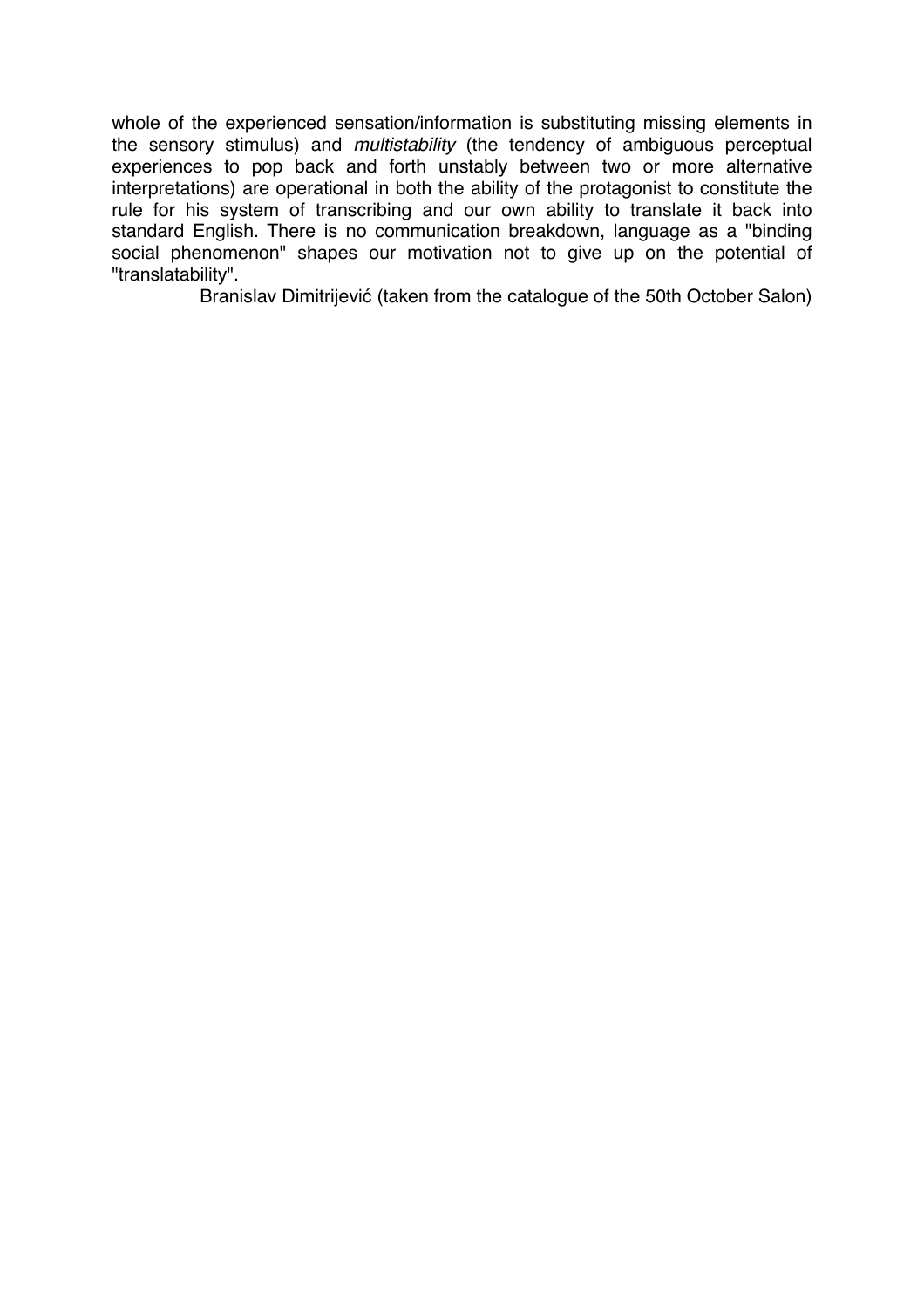whole of the experienced sensation/information is substituting missing elements in the sensory stimulus) and *multistability* (the tendency of ambiguous perceptual experiences to pop back and forth unstably between two or more alternative interpretations) are operational in both the ability of the protagonist to constitute the rule for his system of transcribing and our own ability to translate it back into standard English. There is no communication breakdown, language as a "binding social phenomenon" shapes our motivation not to give up on the potential of "translatability".

Branislav Dimitrijević (taken from the catalogue of the 50th October Salon)